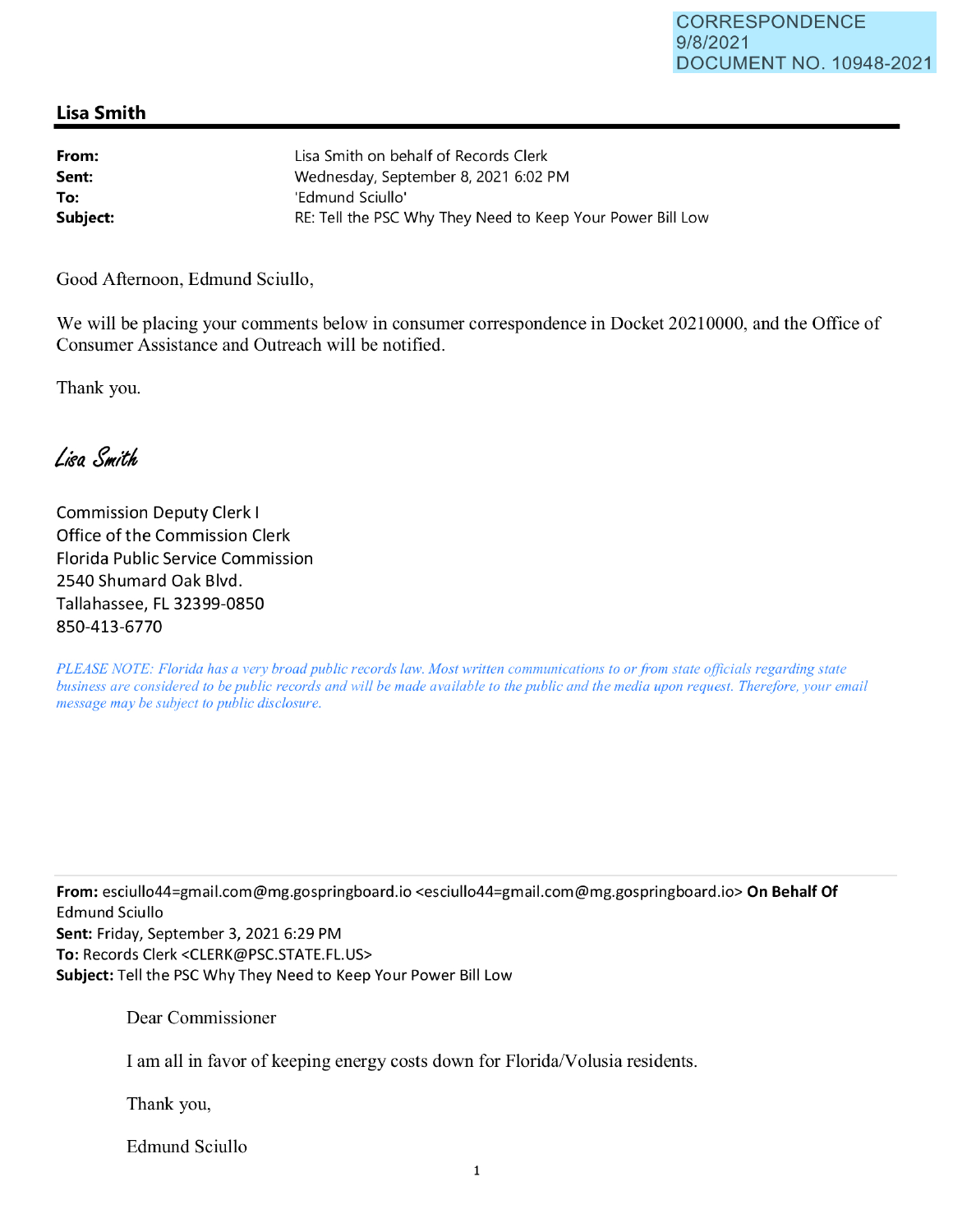CORRESPONDENCE
9/8/2021
DOCUMENT NO. 10948-2021

## Lisa Smith

| | |
|---|---|
| **From:** | Lisa Smith on behalf of Records Clerk |
| **Sent:** | Wednesday, September 8, 2021 6:02 PM |
| **To:** | 'Edmund Sciullo' |
| **Subject:** | RE: Tell the PSC Why They Need to Keep Your Power Bill Low |

Good Afternoon, Edmund Sciullo,

We will be placing your comments below in consumer correspondence in Docket 20210000, and the Office of Consumer Assistance and Outreach will be notified.

Thank you.

*Lisa Smith*

Commission Deputy Clerk I
Office of the Commission Clerk
Florida Public Service Commission
2540 Shumard Oak Blvd.
Tallahassee, FL 32399-0850
850-413-6770

*PLEASE NOTE: Florida has a very broad public records law. Most written communications to or from state officials regarding state business are considered to be public records and will be made available to the public and the media upon request. Therefore, your email message may be subject to public disclosure.*

---

**From:** esciullo44=gmail.com@mg.gospringboard.io <esciullo44=gmail.com@mg.gospringboard.io> **On Behalf Of** Edmund Sciullo
**Sent:** Friday, September 3, 2021 6:29 PM
**To:** Records Clerk <CLERK@PSC.STATE.FL.US>
**Subject:** Tell the PSC Why They Need to Keep Your Power Bill Low

Dear Commissioner

I am all in favor of keeping energy costs down for Florida/Volusia residents.

Thank you,

Edmund Sciullo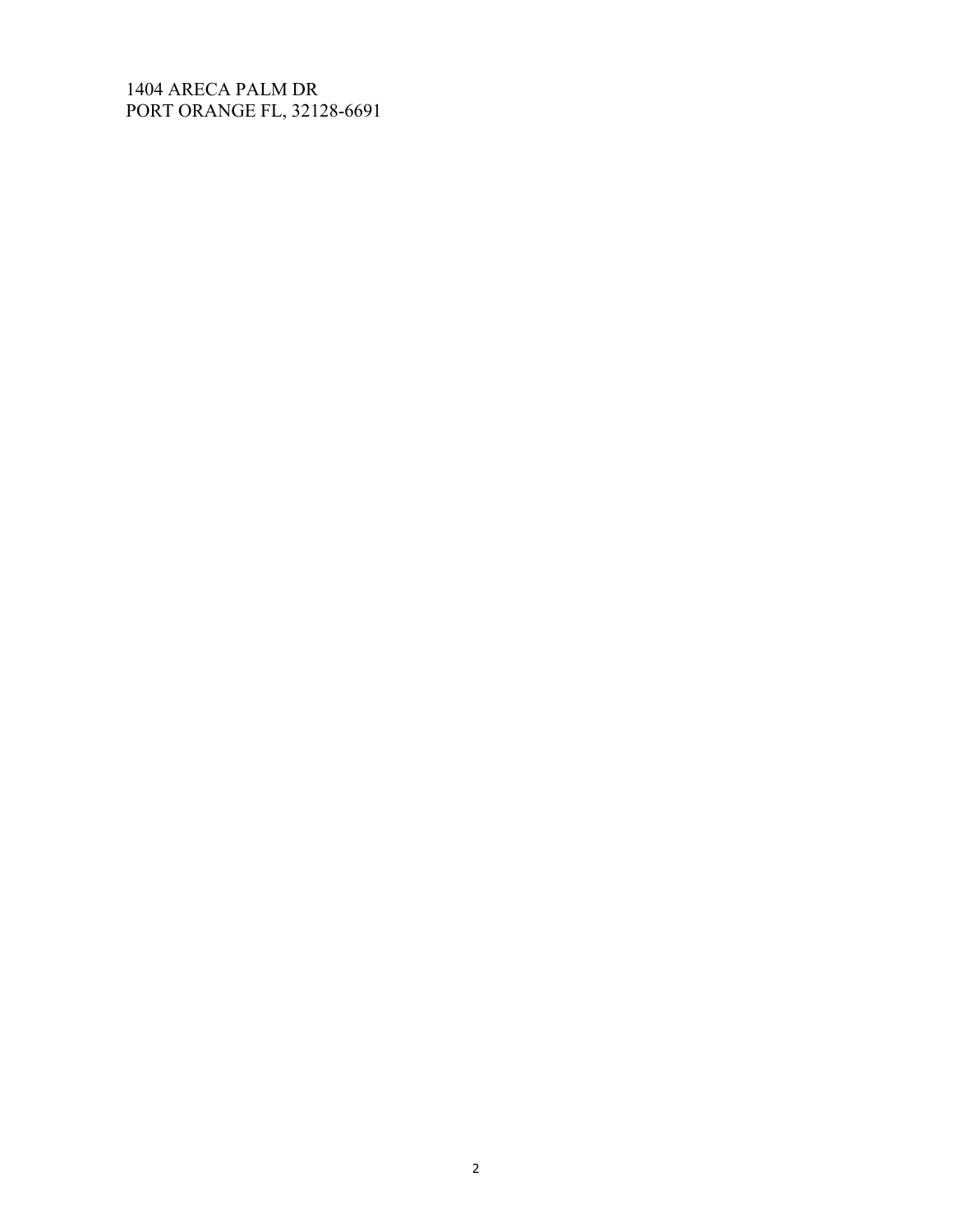1404 ARECA PALM DR
PORT ORANGE FL, 32128-6691